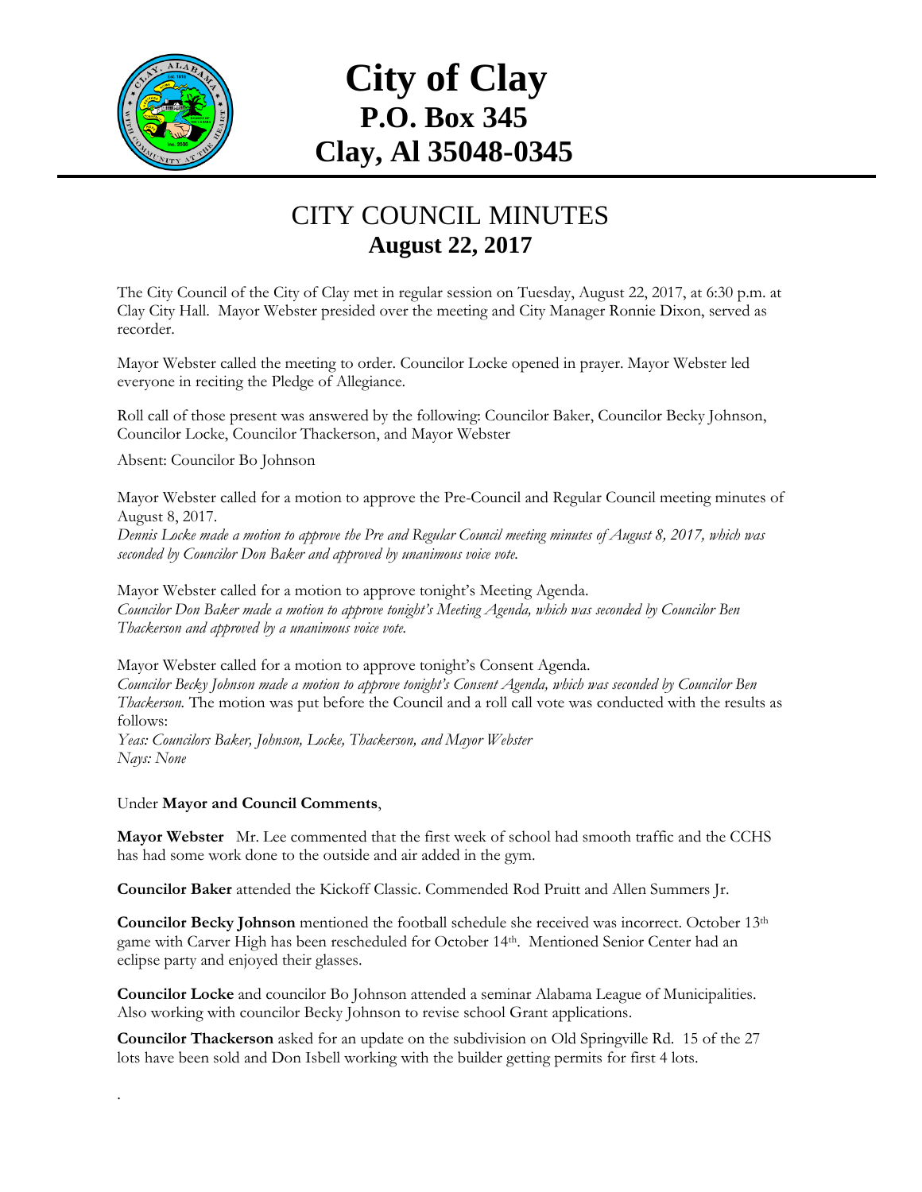# City of Clay
## P.O. Box 345
## Clay, Al 35048-0345

## CITY COUNCIL MINUTES
### August 22, 2017

The City Council of the City of Clay met in regular session on Tuesday, August 22, 2017, at 6:30 p.m. at Clay City Hall. Mayor Webster presided over the meeting and City Manager Ronnie Dixon, served as recorder.

Mayor Webster called the meeting to order. Councilor Locke opened in prayer. Mayor Webster led everyone in reciting the Pledge of Allegiance.

Roll call of those present was answered by the following: Councilor Baker, Councilor Becky Johnson, Councilor Locke, Councilor Thackerson, and Mayor Webster

Absent: Councilor Bo Johnson

Mayor Webster called for a motion to approve the Pre-Council and Regular Council meeting minutes of August 8, 2017.
*Dennis Locke made a motion to approve the Pre and Regular Council meeting minutes of August 8, 2017, which was seconded by Councilor Don Baker and approved by unanimous voice vote.*

Mayor Webster called for a motion to approve tonight's Meeting Agenda.
*Councilor Don Baker made a motion to approve tonight's Meeting Agenda, which was seconded by Councilor Ben Thackerson and approved by a unanimous voice vote.*

Mayor Webster called for a motion to approve tonight's Consent Agenda.
*Councilor Becky Johnson made a motion to approve tonight's Consent Agenda, which was seconded by Councilor Ben Thackerson.* The motion was put before the Council and a roll call vote was conducted with the results as follows:
*Yeas: Councilors Baker, Johnson, Locke, Thackerson, and Mayor Webster*
*Nays: None*

Under **Mayor and Council Comments**,

**Mayor Webster** Mr. Lee commented that the first week of school had smooth traffic and the CCHS has had some work done to the outside and air added in the gym.

**Councilor Baker** attended the Kickoff Classic. Commended Rod Pruitt and Allen Summers Jr.

**Councilor Becky Johnson** mentioned the football schedule she received was incorrect. October 13th game with Carver High has been rescheduled for October 14th. Mentioned Senior Center had an eclipse party and enjoyed their glasses.

**Councilor Locke** and councilor Bo Johnson attended a seminar Alabama League of Municipalities. Also working with councilor Becky Johnson to revise school Grant applications.

**Councilor Thackerson** asked for an update on the subdivision on Old Springville Rd. 15 of the 27 lots have been sold and Don Isbell working with the builder getting permits for first 4 lots.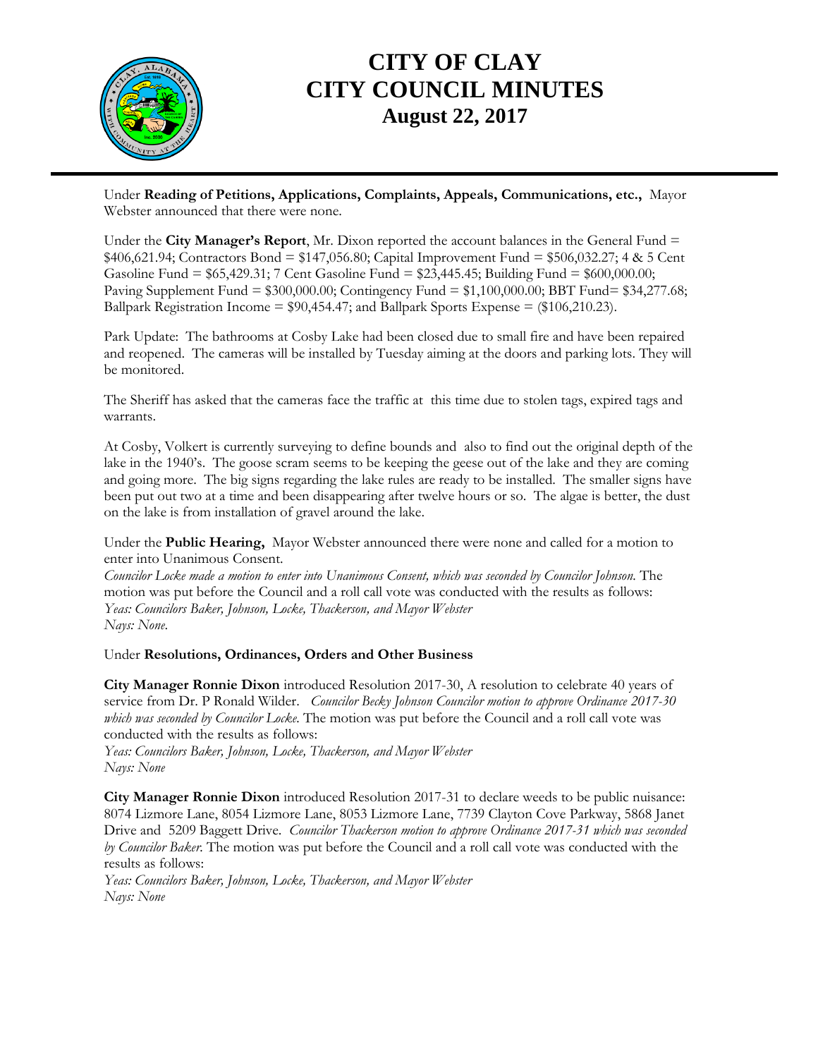# CITY OF CLAY
# CITY COUNCIL MINUTES
## August 22, 2017

Under **Reading of Petitions, Applications, Complaints, Appeals, Communications, etc.,** Mayor Webster announced that there were none.

Under the **City Manager's Report**, Mr. Dixon reported the account balances in the General Fund = $406,621.94; Contractors Bond = $147,056.80; Capital Improvement Fund = $506,032.27; 4 & 5 Cent Gasoline Fund = $65,429.31; 7 Cent Gasoline Fund = $23,445.45; Building Fund = $600,000.00; Paving Supplement Fund = $300,000.00; Contingency Fund = $1,100,000.00; BBT Fund= $34,277.68; Ballpark Registration Income = $90,454.47; and Ballpark Sports Expense = ($106,210.23).

Park Update: The bathrooms at Cosby Lake had been closed due to small fire and have been repaired and reopened. The cameras will be installed by Tuesday aiming at the doors and parking lots. They will be monitored.

The Sheriff has asked that the cameras face the traffic at this time due to stolen tags, expired tags and warrants.

At Cosby, Volkert is currently surveying to define bounds and also to find out the original depth of the lake in the 1940's. The goose scram seems to be keeping the geese out of the lake and they are coming and going more. The big signs regarding the lake rules are ready to be installed. The smaller signs have been put out two at a time and been disappearing after twelve hours or so. The algae is better, the dust on the lake is from installation of gravel around the lake.

Under the **Public Hearing,** Mayor Webster announced there were none and called for a motion to enter into Unanimous Consent.
*Councilor Locke made a motion to enter into Unanimous Consent, which was seconded by Councilor Johnson.* The motion was put before the Council and a roll call vote was conducted with the results as follows:
*Yeas: Councilors Baker, Johnson, Locke, Thackerson, and Mayor Webster*
*Nays: None.*

Under **Resolutions, Ordinances, Orders and Other Business**

**City Manager Ronnie Dixon** introduced Resolution 2017-30, A resolution to celebrate 40 years of service from Dr. P Ronald Wilder. *Councilor Becky Johnson Councilor motion to approve Ordinance 2017-30 which was seconded by Councilor Locke.* The motion was put before the Council and a roll call vote was conducted with the results as follows:
*Yeas: Councilors Baker, Johnson, Locke, Thackerson, and Mayor Webster*
*Nays: None*

**City Manager Ronnie Dixon** introduced Resolution 2017-31 to declare weeds to be public nuisance: 8074 Lizmore Lane, 8054 Lizmore Lane, 8053 Lizmore Lane, 7739 Clayton Cove Parkway, 5868 Janet Drive and 5209 Baggett Drive. *Councilor Thackerson motion to approve Ordinance 2017-31 which was seconded by Councilor Baker.* The motion was put before the Council and a roll call vote was conducted with the results as follows:
*Yeas: Councilors Baker, Johnson, Locke, Thackerson, and Mayor Webster*
*Nays: None*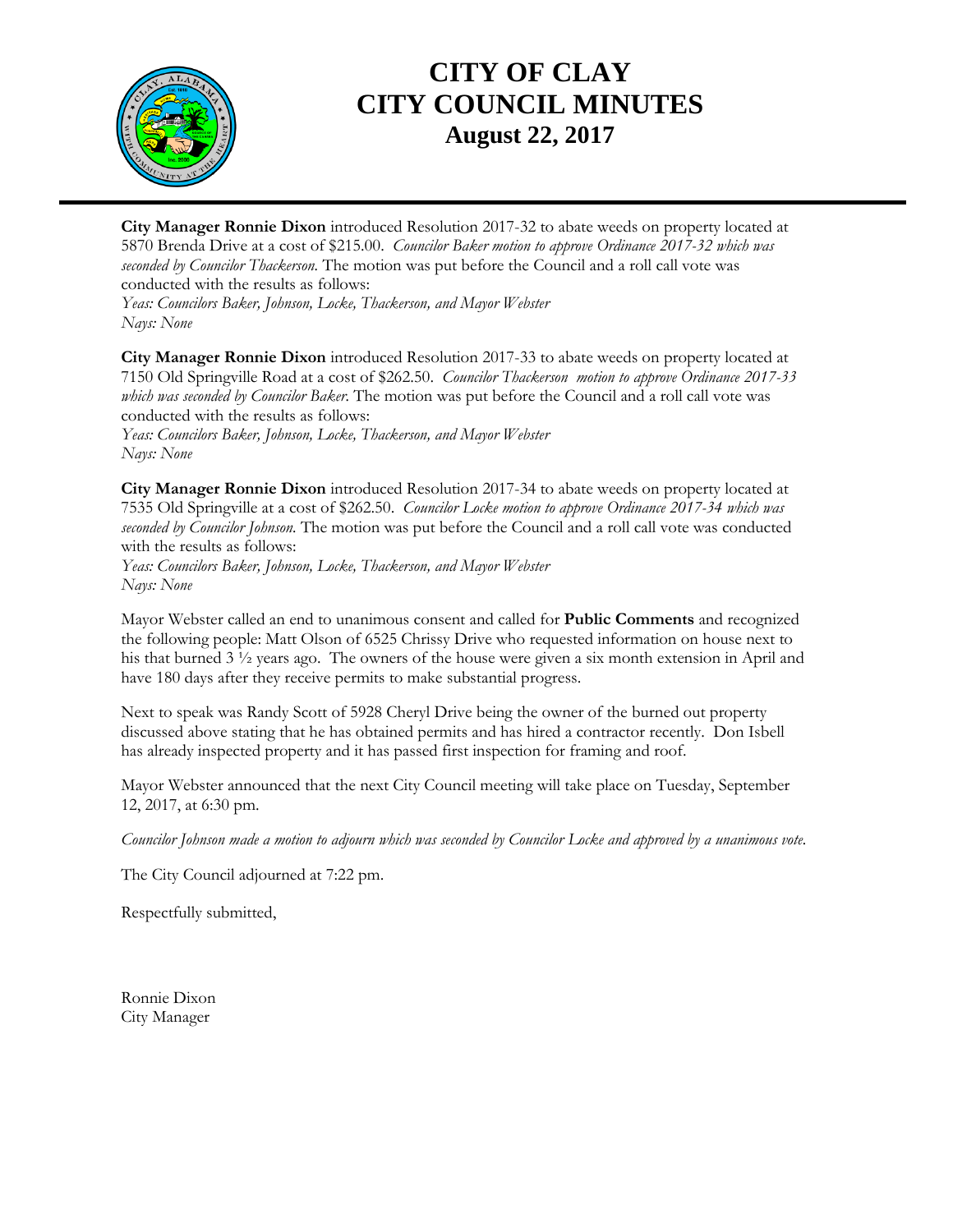# CITY OF CLAY
# CITY COUNCIL MINUTES
## August 22, 2017

**City Manager Ronnie Dixon** introduced Resolution 2017-32 to abate weeds on property located at 5870 Brenda Drive at a cost of $215.00. *Councilor Baker motion to approve Ordinance 2017-32 which was seconded by Councilor Thackerson.* The motion was put before the Council and a roll call vote was conducted with the results as follows:
*Yeas: Councilors Baker, Johnson, Locke, Thackerson, and Mayor Webster*
*Nays: None*

**City Manager Ronnie Dixon** introduced Resolution 2017-33 to abate weeds on property located at 7150 Old Springville Road at a cost of $262.50. *Councilor Thackerson motion to approve Ordinance 2017-33 which was seconded by Councilor Baker.* The motion was put before the Council and a roll call vote was conducted with the results as follows:
*Yeas: Councilors Baker, Johnson, Locke, Thackerson, and Mayor Webster*
*Nays: None*

**City Manager Ronnie Dixon** introduced Resolution 2017-34 to abate weeds on property located at 7535 Old Springville at a cost of $262.50. *Councilor Locke motion to approve Ordinance 2017-34 which was seconded by Councilor Johnson.* The motion was put before the Council and a roll call vote was conducted with the results as follows:
*Yeas: Councilors Baker, Johnson, Locke, Thackerson, and Mayor Webster*
*Nays: None*

Mayor Webster called an end to unanimous consent and called for **Public Comments** and recognized the following people: Matt Olson of 6525 Chrissy Drive who requested information on house next to his that burned 3 ½ years ago. The owners of the house were given a six month extension in April and have 180 days after they receive permits to make substantial progress.

Next to speak was Randy Scott of 5928 Cheryl Drive being the owner of the burned out property discussed above stating that he has obtained permits and has hired a contractor recently. Don Isbell has already inspected property and it has passed first inspection for framing and roof.

Mayor Webster announced that the next City Council meeting will take place on Tuesday, September 12, 2017, at 6:30 pm.

*Councilor Johnson made a motion to adjourn which was seconded by Councilor Locke and approved by a unanimous vote.*

The City Council adjourned at 7:22 pm.

Respectfully submitted,

Ronnie Dixon
City Manager